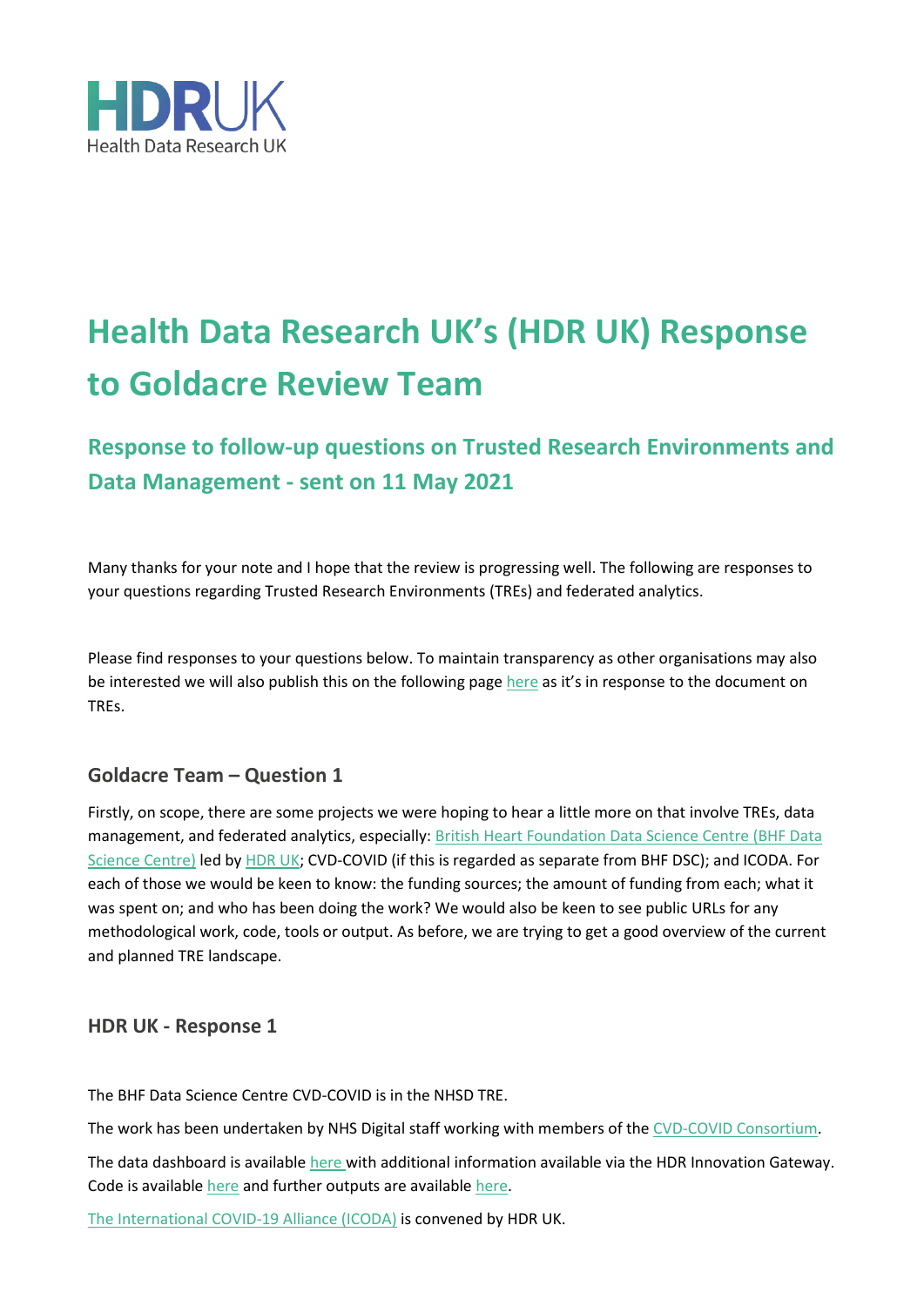HDRUK
Health Data Research UK

# Health Data Research UK's (HDR UK) Response to Goldacre Review Team

## Response to follow-up questions on Trusted Research Environments and Data Management - sent on 11 May 2021

Many thanks for your note and I hope that the review is progressing well. The following are responses to your questions regarding Trusted Research Environments (TREs) and federated analytics.

Please find responses to your questions below. To maintain transparency as other organisations may also be interested we will also publish this on the following page here as it's in response to the document on TREs.

### Goldacre Team – Question 1

Firstly, on scope, there are some projects we were hoping to hear a little more on that involve TREs, data management, and federated analytics, especially: British Heart Foundation Data Science Centre (BHF Data Science Centre) led by HDR UK; CVD-COVID (if this is regarded as separate from BHF DSC); and ICODA. For each of those we would be keen to know: the funding sources; the amount of funding from each; what it was spent on; and who has been doing the work? We would also be keen to see public URLs for any methodological work, code, tools or output. As before, we are trying to get a good overview of the current and planned TRE landscape.

### HDR UK - Response 1

The BHF Data Science Centre CVD-COVID is in the NHSD TRE.

The work has been undertaken by NHS Digital staff working with members of the CVD-COVID Consortium.

The data dashboard is available here with additional information available via the HDR Innovation Gateway. Code is available here and further outputs are available here.

The International COVID-19 Alliance (ICODA) is convened by HDR UK.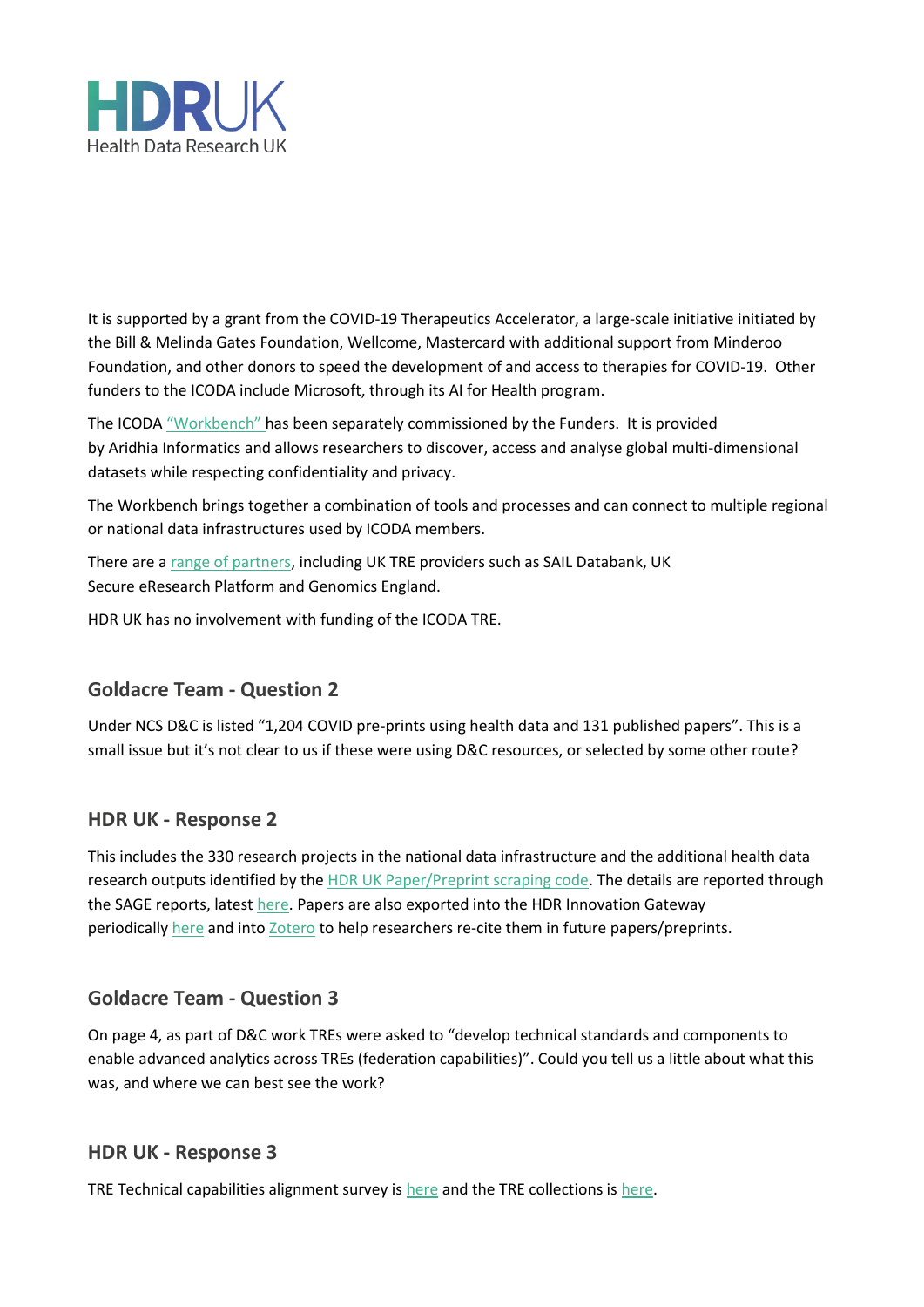It is supported by a grant from the COVID-19 Therapeutics Accelerator, a large-scale initiative initiated by the Bill & Melinda Gates Foundation, Wellcome, Mastercard with additional support from Minderoo Foundation, and other donors to speed the development of and access to therapies for COVID-19. Other funders to the ICODA include Microsoft, through its AI for Health program.

The ICODA "Workbench" has been separately commissioned by the Funders. It is provided by Aridhia Informatics and allows researchers to discover, access and analyse global multi-dimensional datasets while respecting confidentiality and privacy.

The Workbench brings together a combination of tools and processes and can connect to multiple regional or national data infrastructures used by ICODA members.

There are a range of partners, including UK TRE providers such as SAIL Databank, UK Secure eResearch Platform and Genomics England.

HDR UK has no involvement with funding of the ICODA TRE.

## Goldacre Team - Question 2

Under NCS D&C is listed "1,204 COVID pre-prints using health data and 131 published papers". This is a small issue but it's not clear to us if these were using D&C resources, or selected by some other route?

## HDR UK - Response 2

This includes the 330 research projects in the national data infrastructure and the additional health data research outputs identified by the HDR UK Paper/Preprint scraping code. The details are reported through the SAGE reports, latest here. Papers are also exported into the HDR Innovation Gateway periodically here and into Zotero to help researchers re-cite them in future papers/preprints.

## Goldacre Team - Question 3

On page 4, as part of D&C work TREs were asked to "develop technical standards and components to enable advanced analytics across TREs (federation capabilities)". Could you tell us a little about what this was, and where we can best see the work?

## HDR UK - Response 3

TRE Technical capabilities alignment survey is here and the TRE collections is here.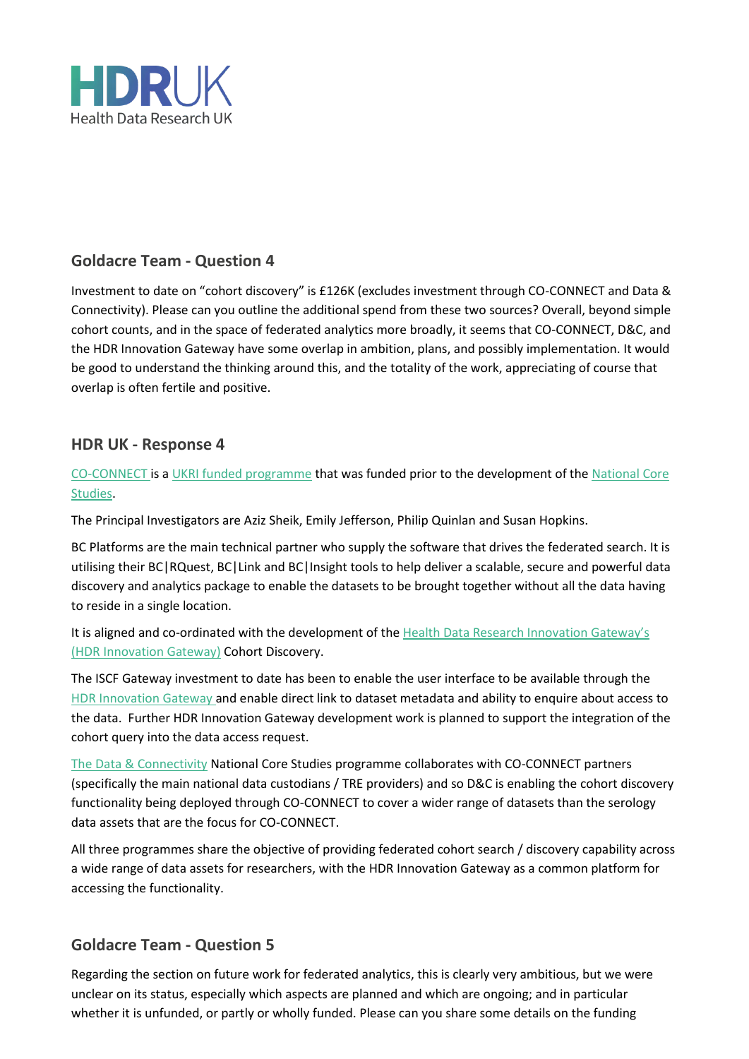## Goldacre Team - Question 4

Investment to date on "cohort discovery" is £126K (excludes investment through CO-CONNECT and Data & Connectivity). Please can you outline the additional spend from these two sources? Overall, beyond simple cohort counts, and in the space of federated analytics more broadly, it seems that CO-CONNECT, D&C, and the HDR Innovation Gateway have some overlap in ambition, plans, and possibly implementation. It would be good to understand the thinking around this, and the totality of the work, appreciating of course that overlap is often fertile and positive.

## HDR UK - Response 4

CO-CONNECT is a UKRI funded programme that was funded prior to the development of the National Core Studies.

The Principal Investigators are Aziz Sheik, Emily Jefferson, Philip Quinlan and Susan Hopkins.

BC Platforms are the main technical partner who supply the software that drives the federated search. It is utilising their BC|RQuest, BC|Link and BC|Insight tools to help deliver a scalable, secure and powerful data discovery and analytics package to enable the datasets to be brought together without all the data having to reside in a single location.

It is aligned and co-ordinated with the development of the Health Data Research Innovation Gateway's (HDR Innovation Gateway) Cohort Discovery.

The ISCF Gateway investment to date has been to enable the user interface to be available through the HDR Innovation Gateway and enable direct link to dataset metadata and ability to enquire about access to the data. Further HDR Innovation Gateway development work is planned to support the integration of the cohort query into the data access request.

The Data & Connectivity National Core Studies programme collaborates with CO-CONNECT partners (specifically the main national data custodians / TRE providers) and so D&C is enabling the cohort discovery functionality being deployed through CO-CONNECT to cover a wider range of datasets than the serology data assets that are the focus for CO-CONNECT.

All three programmes share the objective of providing federated cohort search / discovery capability across a wide range of data assets for researchers, with the HDR Innovation Gateway as a common platform for accessing the functionality.

## Goldacre Team - Question 5

Regarding the section on future work for federated analytics, this is clearly very ambitious, but we were unclear on its status, especially which aspects are planned and which are ongoing; and in particular whether it is unfunded, or partly or wholly funded. Please can you share some details on the funding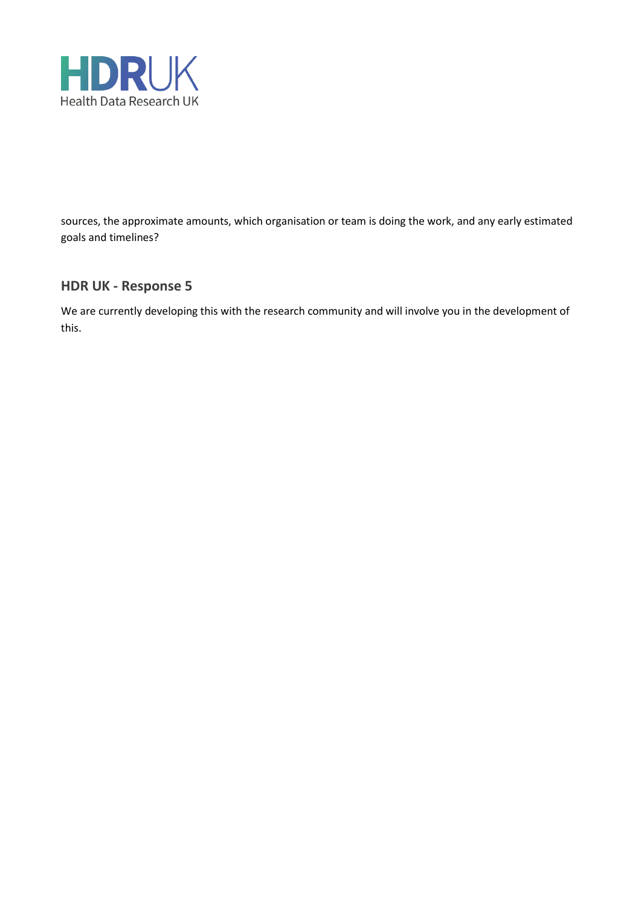sources, the approximate amounts, which organisation or team is doing the work, and any early estimated goals and timelines?

## HDR UK - Response 5

We are currently developing this with the research community and will involve you in the development of this.